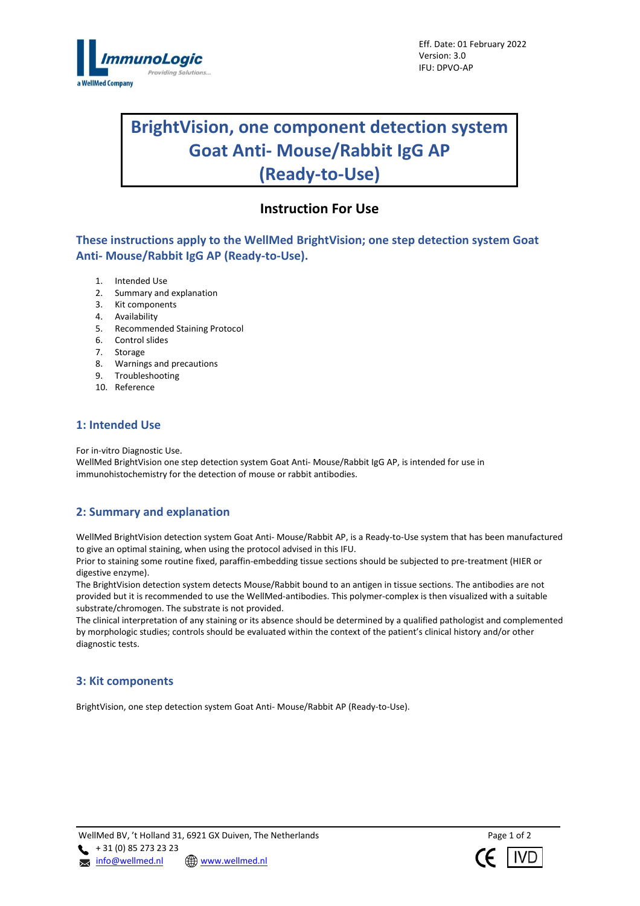Eff. Date: 01 February 2022
Version: 3.0
IFU: DPVO-AP

# BrightVision, one component detection system Goat Anti- Mouse/Rabbit IgG AP (Ready-to-Use)

## Instruction For Use

### These instructions apply to the WellMed BrightVision; one step detection system Goat Anti- Mouse/Rabbit IgG AP (Ready-to-Use).

1. Intended Use
2. Summary and explanation
3. Kit components
4. Availability
5. Recommended Staining Protocol
6. Control slides
7. Storage
8. Warnings and precautions
9. Troubleshooting
10. Reference

## 1: Intended Use

For in-vitro Diagnostic Use.
WellMed BrightVision one step detection system Goat Anti- Mouse/Rabbit IgG AP, is intended for use in immunohistochemistry for the detection of mouse or rabbit antibodies.

## 2: Summary and explanation

WellMed BrightVision detection system Goat Anti- Mouse/Rabbit AP, is a Ready-to-Use system that has been manufactured to give an optimal staining, when using the protocol advised in this IFU.
Prior to staining some routine fixed, paraffin-embedding tissue sections should be subjected to pre-treatment (HIER or digestive enzyme).
The BrightVision detection system detects Mouse/Rabbit bound to an antigen in tissue sections. The antibodies are not provided but it is recommended to use the WellMed-antibodies. This polymer-complex is then visualized with a suitable substrate/chromogen. The substrate is not provided.
The clinical interpretation of any staining or its absence should be determined by a qualified pathologist and complemented by morphologic studies; controls should be evaluated within the context of the patient's clinical history and/or other diagnostic tests.

## 3: Kit components

BrightVision, one step detection system Goat Anti- Mouse/Rabbit AP (Ready-to-Use).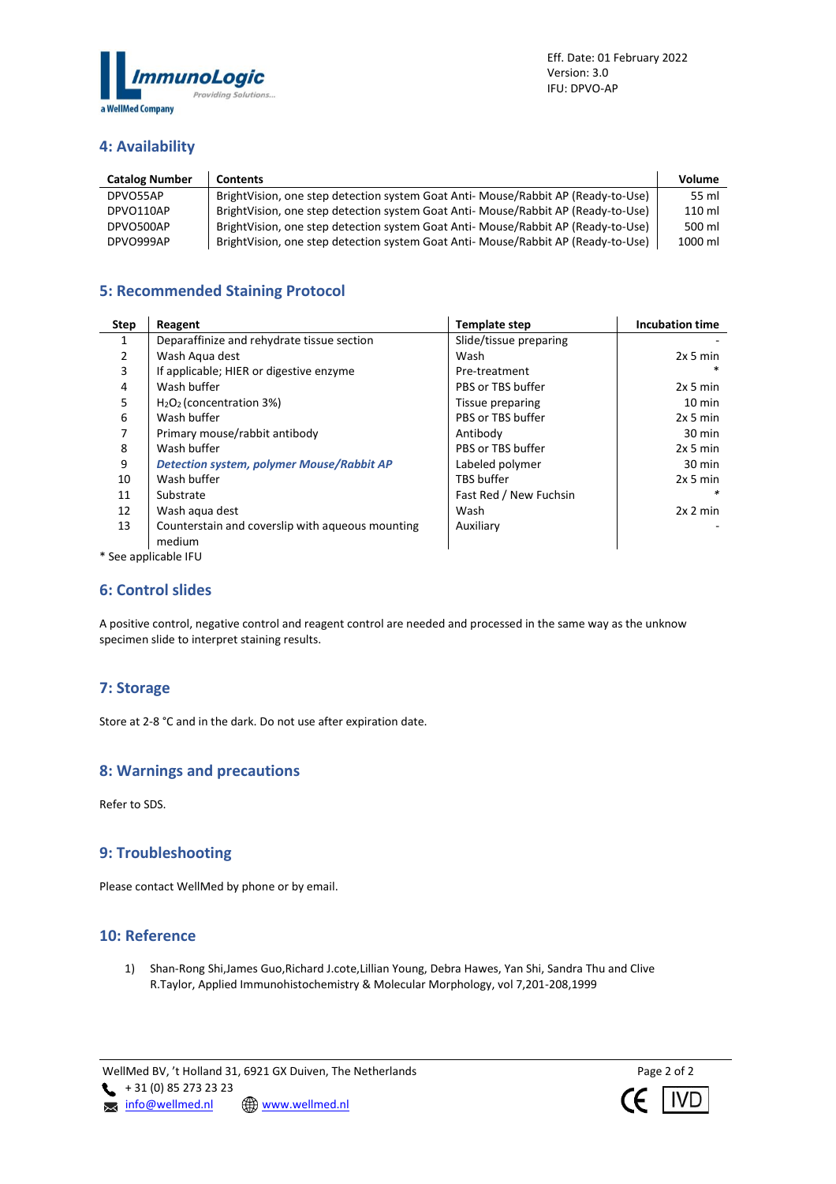## 4: Availability

| Catalog Number | Contents | Volume |
|---|---|---|
| DPVO55AP | BrightVision, one step detection system Goat Anti- Mouse/Rabbit AP (Ready-to-Use) | 55 ml |
| DPVO110AP | BrightVision, one step detection system Goat Anti- Mouse/Rabbit AP (Ready-to-Use) | 110 ml |
| DPVO500AP | BrightVision, one step detection system Goat Anti- Mouse/Rabbit AP (Ready-to-Use) | 500 ml |
| DPVO999AP | BrightVision, one step detection system Goat Anti- Mouse/Rabbit AP (Ready-to-Use) | 1000 ml |

## 5: Recommended Staining Protocol

| Step | Reagent | Template step | Incubation time |
|---|---|---|---|
| 1 | Deparaffinize and rehydrate tissue section | Slide/tissue preparing | - |
| 2 | Wash Aqua dest | Wash | 2x 5 min |
| 3 | If applicable; HIER or digestive enzyme | Pre-treatment | * |
| 4 | Wash buffer | PBS or TBS buffer | 2x 5 min |
| 5 | $H_2O_2$ (concentration 3%) | Tissue preparing | 10 min |
| 6 | Wash buffer | PBS or TBS buffer | 2x 5 min |
| 7 | Primary mouse/rabbit antibody | Antibody | 30 min |
| 8 | Wash buffer | PBS or TBS buffer | 2x 5 min |
| 9 | ***Detection system, polymer Mouse/Rabbit AP*** | Labeled polymer | 30 min |
| 10 | Wash buffer | TBS buffer | 2x 5 min |
| 11 | Substrate | Fast Red / New Fuchsin | * |
| 12 | Wash aqua dest | Wash | 2x 2 min |
| 13 | Counterstain and coverslip with aqueous mounting medium | Auxiliary | - |

* See applicable IFU

## 6: Control slides

A positive control, negative control and reagent control are needed and processed in the same way as the unknow specimen slide to interpret staining results.

## 7: Storage

Store at 2-8 °C and in the dark. Do not use after expiration date.

## 8: Warnings and precautions

Refer to SDS.

## 9: Troubleshooting

Please contact WellMed by phone or by email.

## 10: Reference

1) Shan-Rong Shi,James Guo,Richard J.cote,Lillian Young, Debra Hawes, Yan Shi, Sandra Thu and Clive R.Taylor, Applied Immunohistochemistry & Molecular Morphology, vol 7,201-208,1999

WellMed BV, 't Holland 31, 6921 GX Duiven, The Netherlands
+ 31 (0) 85 273 23 23
info@wellmed.nl www.wellmed.nl